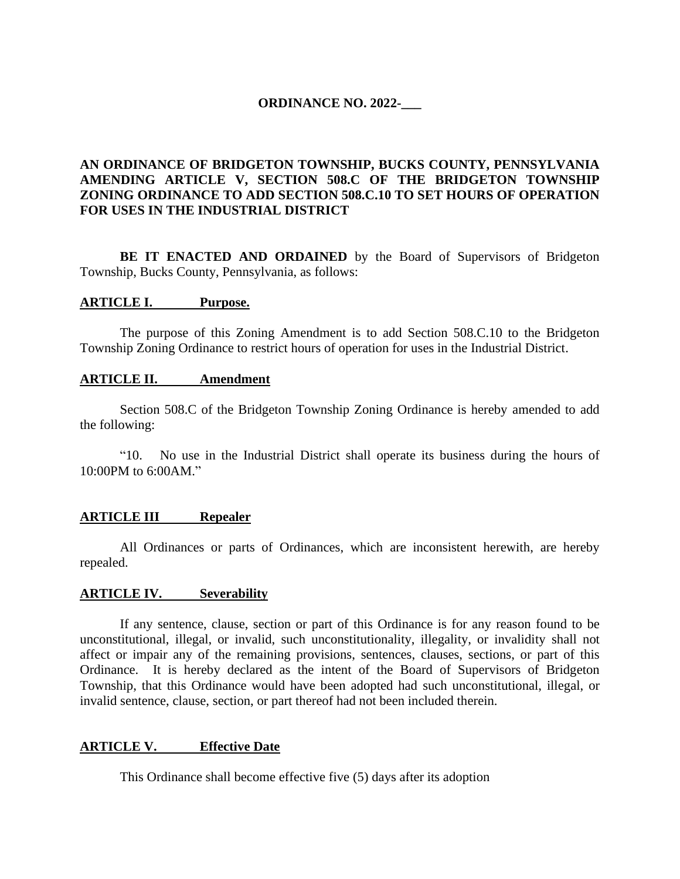**ORDINANCE NO. 2022-\_\_\_**

**AN ORDINANCE OF BRIDGETON TOWNSHIP, BUCKS COUNTY, PENNSYLVANIA AMENDING ARTICLE V, SECTION 508.C OF THE BRIDGETON TOWNSHIP ZONING ORDINANCE TO ADD SECTION 508.C.10 TO SET HOURS OF OPERATION FOR USES IN THE INDUSTRIAL DISTRICT**

**BE IT ENACTED AND ORDAINED** by the Board of Supervisors of Bridgeton Township, Bucks County, Pennsylvania, as follows:

**ARTICLE I. Purpose.**

The purpose of this Zoning Amendment is to add Section 508.C.10 to the Bridgeton Township Zoning Ordinance to restrict hours of operation for uses in the Industrial District.

**ARTICLE II. Amendment**

Section 508.C of the Bridgeton Township Zoning Ordinance is hereby amended to add the following:

"10. No use in the Industrial District shall operate its business during the hours of 10:00PM to 6:00AM."

**ARTICLE III Repealer**

All Ordinances or parts of Ordinances, which are inconsistent herewith, are hereby repealed.

**ARTICLE IV. Severability**

If any sentence, clause, section or part of this Ordinance is for any reason found to be unconstitutional, illegal, or invalid, such unconstitutionality, illegality, or invalidity shall not affect or impair any of the remaining provisions, sentences, clauses, sections, or part of this Ordinance. It is hereby declared as the intent of the Board of Supervisors of Bridgeton Township, that this Ordinance would have been adopted had such unconstitutional, illegal, or invalid sentence, clause, section, or part thereof had not been included therein.

**ARTICLE V. Effective Date**

This Ordinance shall become effective five (5) days after its adoption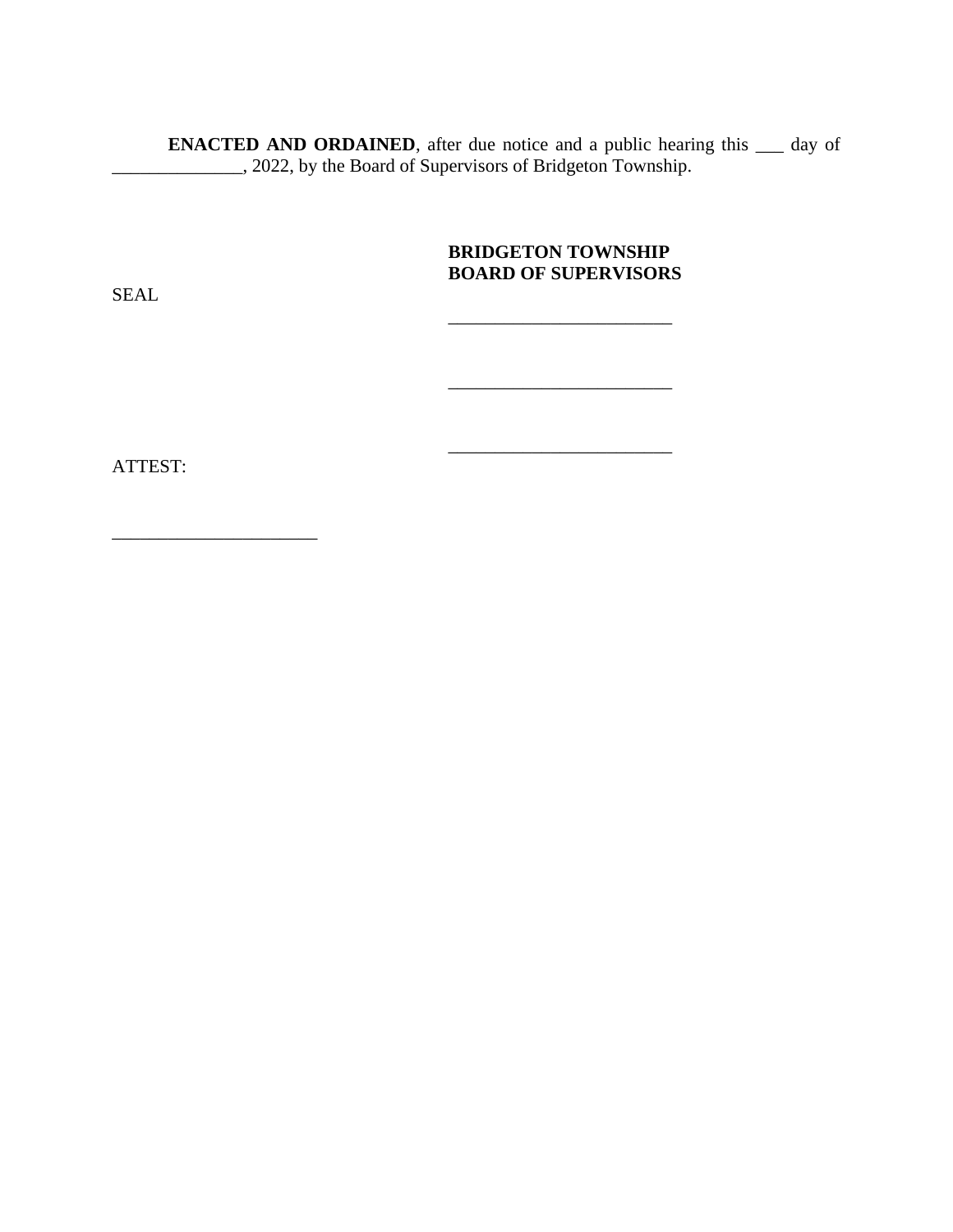**ENACTED AND ORDAINED**, after due notice and a public hearing this ___ day of ______________, 2022, by the Board of Supervisors of Bridgeton Township.

**BRIDGETON TOWNSHIP**
**BOARD OF SUPERVISORS**

SEAL

_________________________

_________________________

_________________________

ATTEST:

______________________